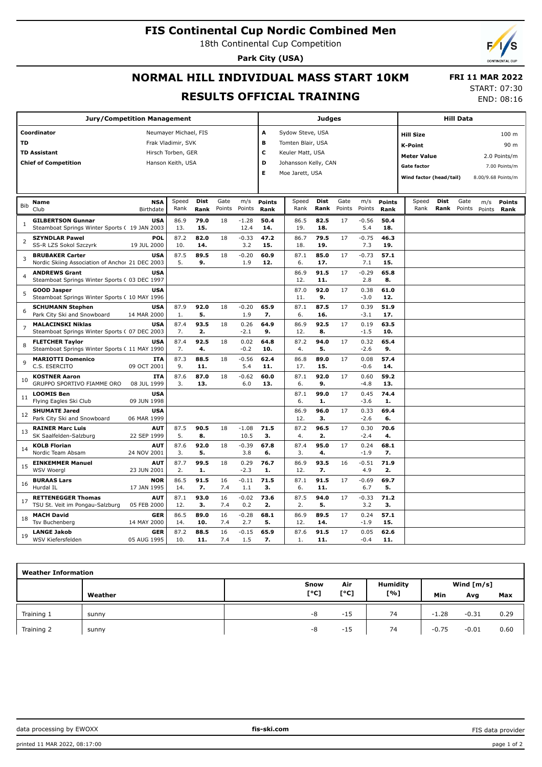# FIS Continental Cup Nordic Combined Men

18th Continental Cup Competition

**Park City (USA)**

## NORMAL HILL INDIVIDUAL MASS START 10KM

**FRI 11 MAR 2022**

## RESULTS OFFICIAL TRAINING

START: 07:30
END: 08:16

| Jury/Competition Management | |
|---|---|
| Coordinator | Neumayer Michael, FIS |
| TD | Frak Vladimir, SVK |
| TD Assistant | Hirsch Torben, GER |
| Chief of Competition | Hanson Keith, USA |

| Judges | |
|---|---|
| A | Sydow Steve, USA |
| B | Tomten Blair, USA |
| C | Keuler Matt, USA |
| D | Johansson Kelly, CAN |
| E | Moe Jarett, USA |

| Hill Data | |
|---|---|
| Hill Size | 100 m |
| K-Point | 90 m |
| Meter Value | 2.0 Points/m |
| Gate factor | 7.00 Points/m |
| Wind factor (head/tail) | 8.00/9.68 Points/m |

| Bib | Name / Club | NSA / Birthdate | Speed Rank | Dist Rank | Gate Points | m/s Points | Points Rank | Speed Rank | Dist Rank | Gate Points | m/s Points | Points Rank | Speed Rank | Dist Rank | Gate Points | m/s Points | Points Rank |
|---|---|---|---|---|---|---|---|---|---|---|---|---|---|---|---|---|---|
| 1 | **GILBERTSON Gunnar** Steamboat Springs Winter Sports ( | **USA** 19 JAN 2003 | 86.9 13. | **79.0** **15.** | 18 | -1.28 12.4 | **50.4** **14.** | 86.5 19. | **82.5** **18.** | 17 | -0.56 5.4 | **50.4** **18.** | | | | | |
| 2 | **SZYNDLAR Pawel** SS-R LZS Sokol Szczyrk | **POL** 19 JUL 2000 | 87.2 10. | **82.0** **14.** | 18 | -0.33 3.2 | **47.2** **15.** | 86.7 18. | **79.5** **19.** | 17 | -0.75 7.3 | **46.3** **19.** | | | | | |
| 3 | **BRUBAKER Carter** Nordic Skiing Association of Anchor | **USA** 21 DEC 2003 | 87.5 5. | **89.5** **9.** | 18 | -0.20 1.9 | **60.9** **12.** | 87.1 6. | **85.0** **17.** | 17 | -0.73 7.1 | **57.1** **15.** | | | | | |
| 4 | **ANDREWS Grant** Steamboat Springs Winter Sports ( | **USA** 03 DEC 1997 | | | | | | 86.9 12. | **91.5** **11.** | 17 | -0.29 2.8 | **65.8** **8.** | | | | | |
| 5 | **GOOD Jasper** Steamboat Springs Winter Sports ( | **USA** 10 MAY 1996 | | | | | | 87.0 11. | **92.0** **9.** | 17 | 0.38 -3.0 | **61.0** **12.** | | | | | |
| 6 | **SCHUMANN Stephen** Park City Ski and Snowboard | **USA** 14 MAR 2000 | 87.9 1. | **92.0** **5.** | 18 | -0.20 1.9 | **65.9** **7.** | 87.1 6. | **87.5** **16.** | 17 | 0.39 -3.1 | **51.9** **17.** | | | | | |
| 7 | **MALACINSKI Niklas** Steamboat Springs Winter Sports ( | **USA** 07 DEC 2003 | 87.4 7. | **93.5** **2.** | 18 | 0.26 -2.1 | **64.9** **9.** | 86.9 12. | **92.5** **8.** | 17 | 0.19 -1.5 | **63.5** **10.** | | | | | |
| 8 | **FLETCHER Taylor** Steamboat Springs Winter Sports ( | **USA** 11 MAY 1990 | 87.4 7. | **92.5** **4.** | 18 | 0.02 -0.2 | **64.8** **10.** | 87.2 4. | **94.0** **5.** | 17 | 0.32 -2.6 | **65.4** **9.** | | | | | |
| 9 | **MARIOTTI Domenico** C.S. ESERCITO | **ITA** 09 OCT 2001 | 87.3 9. | **88.5** **11.** | 18 | -0.56 5.4 | **62.4** **11.** | 86.8 17. | **89.0** **15.** | 17 | 0.08 -0.6 | **57.4** **14.** | | | | | |
| 10 | **KOSTNER Aaron** GRUPPO SPORTIVO FIAMME ORO | **ITA** 08 JUL 1999 | 87.6 3. | **87.0** **13.** | 18 | -0.62 6.0 | **60.0** **13.** | 87.1 6. | **92.0** **9.** | 17 | 0.60 -4.8 | **59.2** **13.** | | | | | |
| 11 | **LOOMIS Ben** Flying Eagles Ski Club | **USA** 09 JUN 1998 | | | | | | 87.1 6. | **99.0** **1.** | 17 | 0.45 -3.6 | **74.4** **1.** | | | | | |
| 12 | **SHUMATE Jared** Park City Ski and Snowboard | **USA** 06 MAR 1999 | | | | | | 86.9 12. | **96.0** **3.** | 17 | 0.33 -2.6 | **69.4** **6.** | | | | | |
| 13 | **RAINER Marc Luis** SK Saalfelden-Salzburg | **AUT** 22 SEP 1999 | 87.5 5. | **90.5** **8.** | 18 | -1.08 10.5 | **71.5** **3.** | 87.2 4. | **96.5** **2.** | 17 | 0.30 -2.4 | **70.6** **4.** | | | | | |
| 14 | **KOLB Florian** Nordic Team Absam | **AUT** 24 NOV 2001 | 87.6 3. | **92.0** **5.** | 18 | -0.39 3.8 | **67.8** **6.** | 87.4 3. | **95.0** **4.** | 17 | 0.24 -1.9 | **68.1** **7.** | | | | | |
| 15 | **EINKEMMER Manuel** WSV Woergl | **AUT** 23 JUN 2001 | 87.7 2. | **99.5** **1.** | 18 | 0.29 -2.3 | **76.7** **1.** | 86.9 12. | **93.5** **7.** | 16 | -0.51 4.9 | **71.9** **2.** | | | | | |
| 16 | **BURAAS Lars** Hurdal IL | **NOR** 17 JAN 1995 | 86.5 14. | **91.5** **7.** | 16 7.4 | -0.11 1.1 | **71.5** **3.** | 87.1 6. | **91.5** **11.** | 17 | -0.69 6.7 | **69.7** **5.** | | | | | |
| 17 | **RETTENEGGER Thomas** TSU St. Veit im Pongau-Salzburg | **AUT** 05 FEB 2000 | 87.1 12. | **93.0** **3.** | 16 7.4 | -0.02 0.2 | **73.6** **2.** | 87.5 2. | **94.0** **5.** | 17 | -0.33 3.2 | **71.2** **3.** | | | | | |
| 18 | **MACH David** Tsv Buchenberg | **GER** 14 MAY 2000 | 86.5 14. | **89.0** **10.** | 16 7.4 | -0.28 2.7 | **68.1** **5.** | 86.9 12. | **89.5** **14.** | 17 | 0.24 -1.9 | **57.1** **15.** | | | | | |
| 19 | **LANGE Jakob** WSV Kiefersfelden | **GER** 05 AUG 1995 | 87.2 10. | **88.5** **11.** | 16 7.4 | -0.15 1.5 | **65.9** **7.** | 87.6 1. | **91.5** **11.** | 17 | 0.05 -0.4 | **62.6** **11.** | | | | | |

| Weather Information | | | | | | | |
|---|---|---|---|---|---|---|---|
| | Weather | Snow [°C] | Air [°C] | Humidity [%] | Wind [m/s] Min | Avg | Max |
| Training 1 | sunny | -8 | -15 | 74 | -1.28 | -0.31 | 0.29 |
| Training 2 | sunny | -8 | -15 | 74 | -0.75 | -0.01 | 0.60 |

data processing by EWOXX | fis-ski.com | FIS data provider

printed 11 MAR 2022, 08:17:00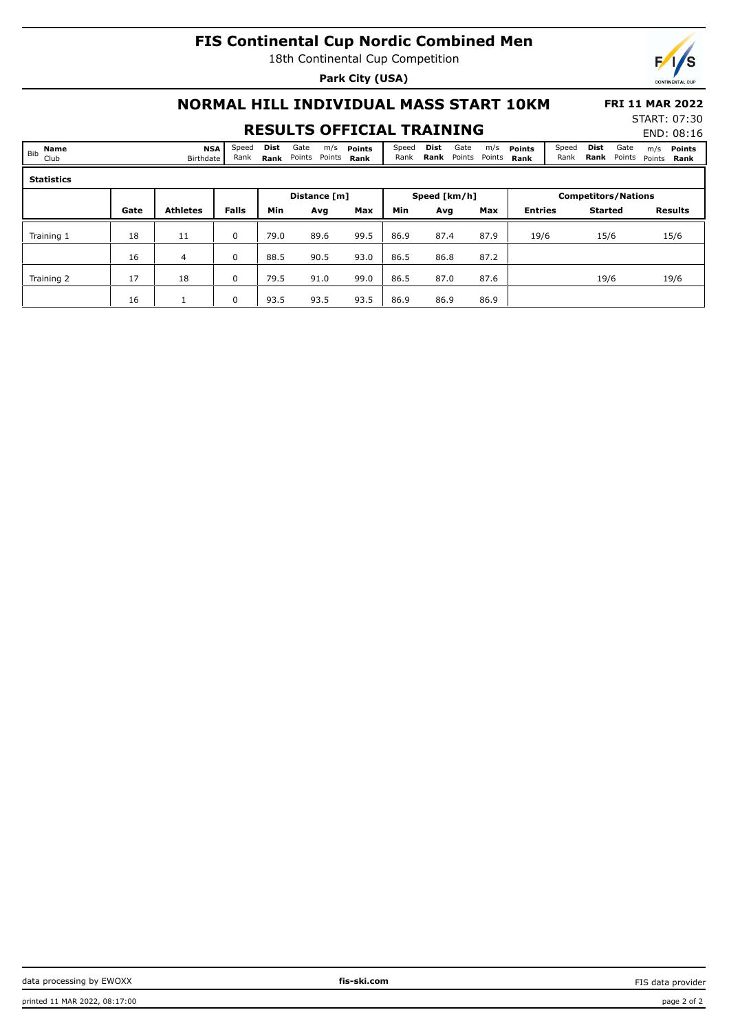# FIS Continental Cup Nordic Combined Men

18th Continental Cup Competition

**Park City (USA)**

## NORMAL HILL INDIVIDUAL MASS START 10KM

**FRI 11 MAR 2022**

START: 07:30

END: 08:16

## RESULTS OFFICIAL TRAINING

| Bib Name Club | NSA Birthdate | Speed Rank | Dist Rank | Gate Points | m/s Points | Points Rank | Speed Rank | Dist Rank | Gate Points | m/s Points | Points Rank | Speed Rank | Dist Rank | Gate Points | m/s Points | Points Rank |
|---|---|---|---|---|---|---|---|---|---|---|---|---|---|---|---|---|

**Statistics**

| | | | | Distance [m] | | | Speed [km/h] | | | Competitors/Nations | | |
|---|---|---|---|---|---|---|---|---|---|---|---|---|
| | **Gate** | **Athletes** | **Falls** | **Min** | **Avg** | **Max** | **Min** | **Avg** | **Max** | **Entries** | **Started** | **Results** |
| Training 1 | 18 | 11 | 0 | 79.0 | 89.6 | 99.5 | 86.9 | 87.4 | 87.9 | 19/6 | 15/6 | 15/6 |
| | 16 | 4 | 0 | 88.5 | 90.5 | 93.0 | 86.5 | 86.8 | 87.2 | | | |
| Training 2 | 17 | 18 | 0 | 79.5 | 91.0 | 99.0 | 86.5 | 87.0 | 87.6 | | 19/6 | 19/6 |
| | 16 | 1 | 0 | 93.5 | 93.5 | 93.5 | 86.9 | 86.9 | 86.9 | | | |

data processing by EWOXX | fis-ski.com | FIS data provider

printed 11 MAR 2022, 08:17:00